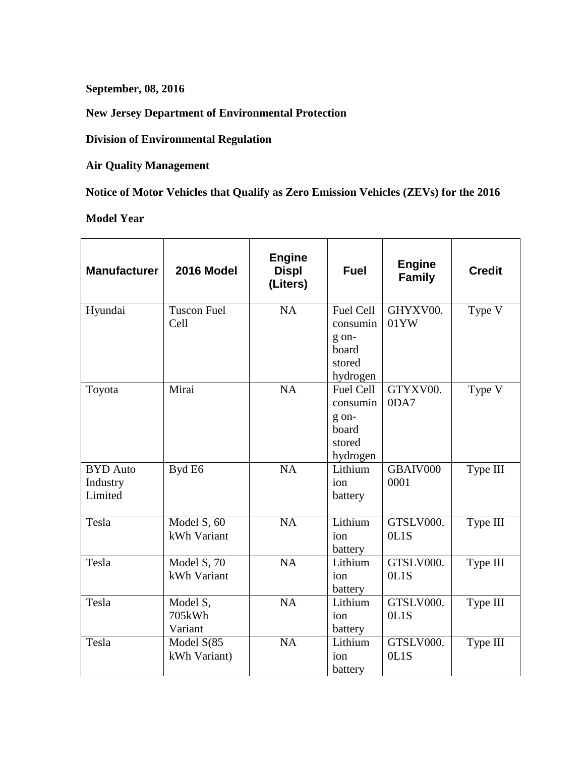**September, 08, 2016**

**New Jersey Department of Environmental Protection**

**Division of Environmental Regulation**

**Air Quality Management**

**Notice of Motor Vehicles that Qualify as Zero Emission Vehicles (ZEVs) for the 2016 Model Year**

| Manufacturer | 2016 Model | Engine Displ (Liters) | Fuel | Engine Family | Credit |
|---|---|---|---|---|---|
| Hyundai | Tuscon Fuel Cell | NA | Fuel Cell consuming on-board stored hydrogen | GHYXV00.01YW | Type V |
| Toyota | Mirai | NA | Fuel Cell consuming on-board stored hydrogen | GTYXV00.0DA7 | Type V |
| BYD Auto Industry Limited | Byd E6 | NA | Lithium ion battery | GBAIV0000001 | Type III |
| Tesla | Model S, 60 kWh Variant | NA | Lithium ion battery | GTSLV000.0L1S | Type III |
| Tesla | Model S, 70 kWh Variant | NA | Lithium ion battery | GTSLV000.0L1S | Type III |
| Tesla | Model S, 705kWh Variant | NA | Lithium ion battery | GTSLV000.0L1S | Type III |
| Tesla | Model S(85 kWh Variant) | NA | Lithium ion battery | GTSLV000.0L1S | Type III |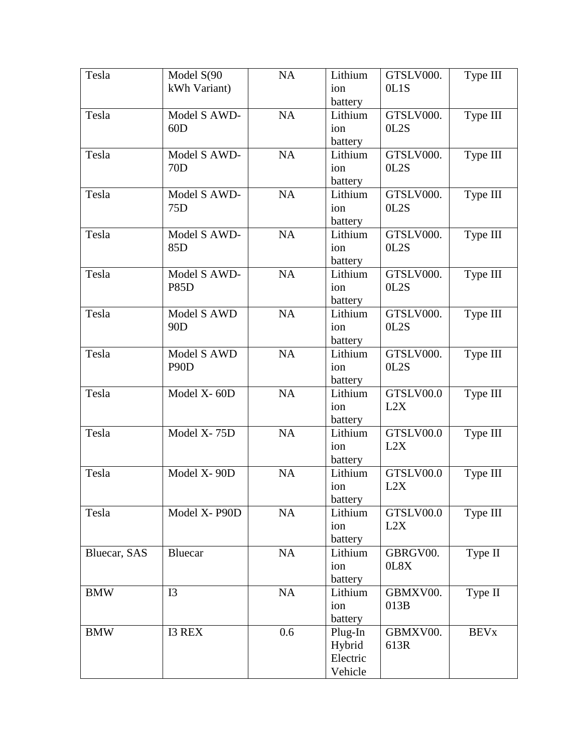| | | | | | |
|---|---|---|---|---|---|
| Tesla | Model S(90 kWh Variant) | NA | Lithium ion battery | GTSLV000.0L1S | Type III |
| Tesla | Model S AWD-60D | NA | Lithium ion battery | GTSLV000.0L2S | Type III |
| Tesla | Model S AWD-70D | NA | Lithium ion battery | GTSLV000.0L2S | Type III |
| Tesla | Model S AWD-75D | NA | Lithium ion battery | GTSLV000.0L2S | Type III |
| Tesla | Model S AWD-85D | NA | Lithium ion battery | GTSLV000.0L2S | Type III |
| Tesla | Model S AWD-P85D | NA | Lithium ion battery | GTSLV000.0L2S | Type III |
| Tesla | Model S AWD 90D | NA | Lithium ion battery | GTSLV000.0L2S | Type III |
| Tesla | Model S AWD P90D | NA | Lithium ion battery | GTSLV000.0L2S | Type III |
| Tesla | Model X- 60D | NA | Lithium ion battery | GTSLV00.0L2X | Type III |
| Tesla | Model X- 75D | NA | Lithium ion battery | GTSLV00.0L2X | Type III |
| Tesla | Model X- 90D | NA | Lithium ion battery | GTSLV00.0L2X | Type III |
| Tesla | Model X- P90D | NA | Lithium ion battery | GTSLV00.0L2X | Type III |
| Bluecar, SAS | Bluecar | NA | Lithium ion battery | GBRGV00.0L8X | Type II |
| BMW | I3 | NA | Lithium ion battery | GBMXV00.013B | Type II |
| BMW | I3 REX | 0.6 | Plug-In Hybrid Electric Vehicle | GBMXV00.613R | BEVx |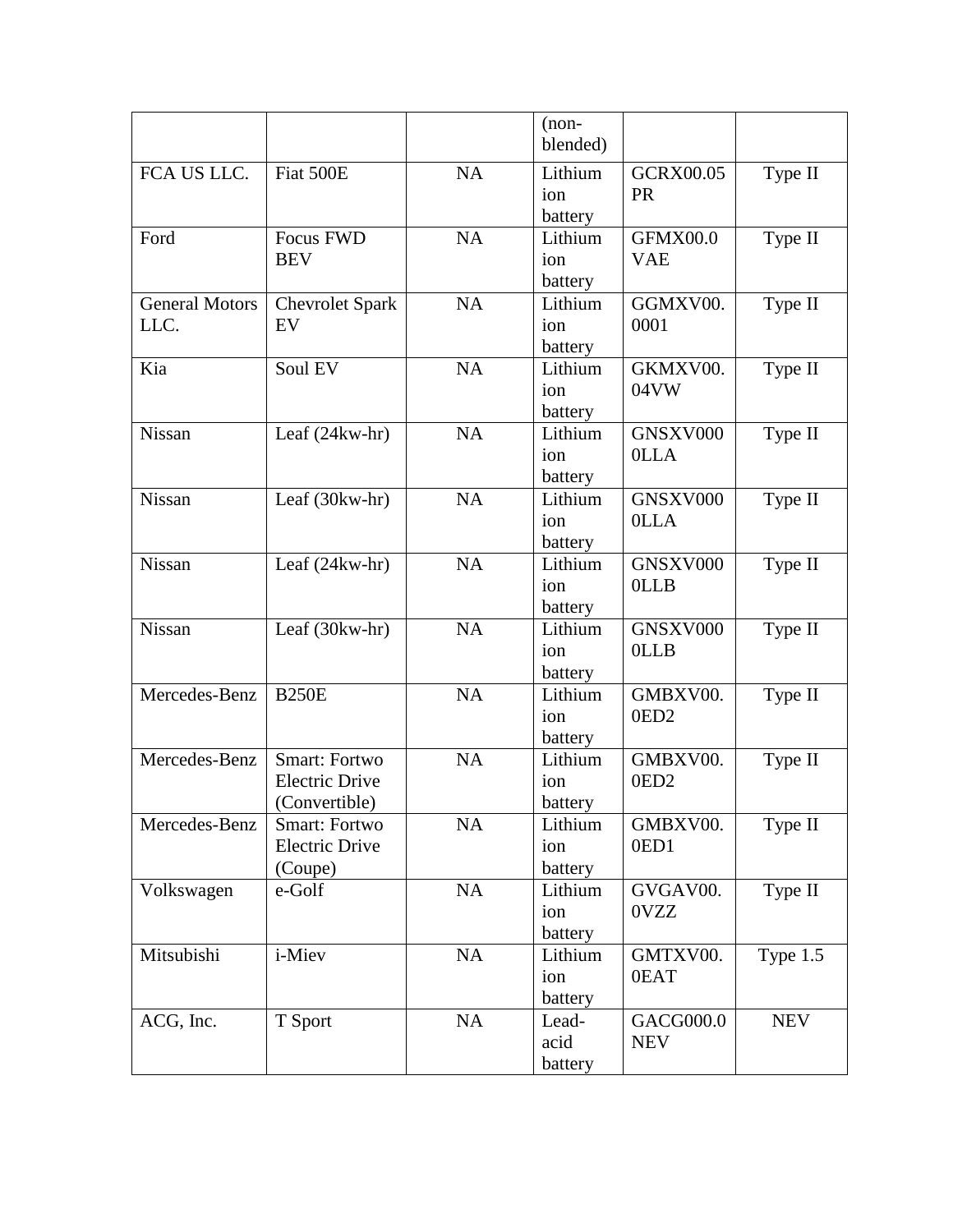| | | | (non-blended) | | |
|---|---|---|---|---|---|
| FCA US LLC. | Fiat 500E | NA | Lithium ion battery | GCRX00.05PR | Type II |
| Ford | Focus FWD BEV | NA | Lithium ion battery | GFMX00.0VAE | Type II |
| General Motors LLC. | Chevrolet Spark EV | NA | Lithium ion battery | GGMXV00.0001 | Type II |
| Kia | Soul EV | NA | Lithium ion battery | GKMXV00.04VW | Type II |
| Nissan | Leaf (24kw-hr) | NA | Lithium ion battery | GNSXV0000LLA | Type II |
| Nissan | Leaf (30kw-hr) | NA | Lithium ion battery | GNSXV0000LLA | Type II |
| Nissan | Leaf (24kw-hr) | NA | Lithium ion battery | GNSXV0000LLB | Type II |
| Nissan | Leaf (30kw-hr) | NA | Lithium ion battery | GNSXV0000LLB | Type II |
| Mercedes-Benz | B250E | NA | Lithium ion battery | GMBXV00.0ED2 | Type II |
| Mercedes-Benz | Smart: Fortwo Electric Drive (Convertible) | NA | Lithium ion battery | GMBXV00.0ED2 | Type II |
| Mercedes-Benz | Smart: Fortwo Electric Drive (Coupe) | NA | Lithium ion battery | GMBXV00.0ED1 | Type II |
| Volkswagen | e-Golf | NA | Lithium ion battery | GVGAV00.0VZZ | Type II |
| Mitsubishi | i-Miev | NA | Lithium ion battery | GMTXV00.0EAT | Type 1.5 |
| ACG, Inc. | T Sport | NA | Lead-acid battery | GACG000.0NEV | NEV |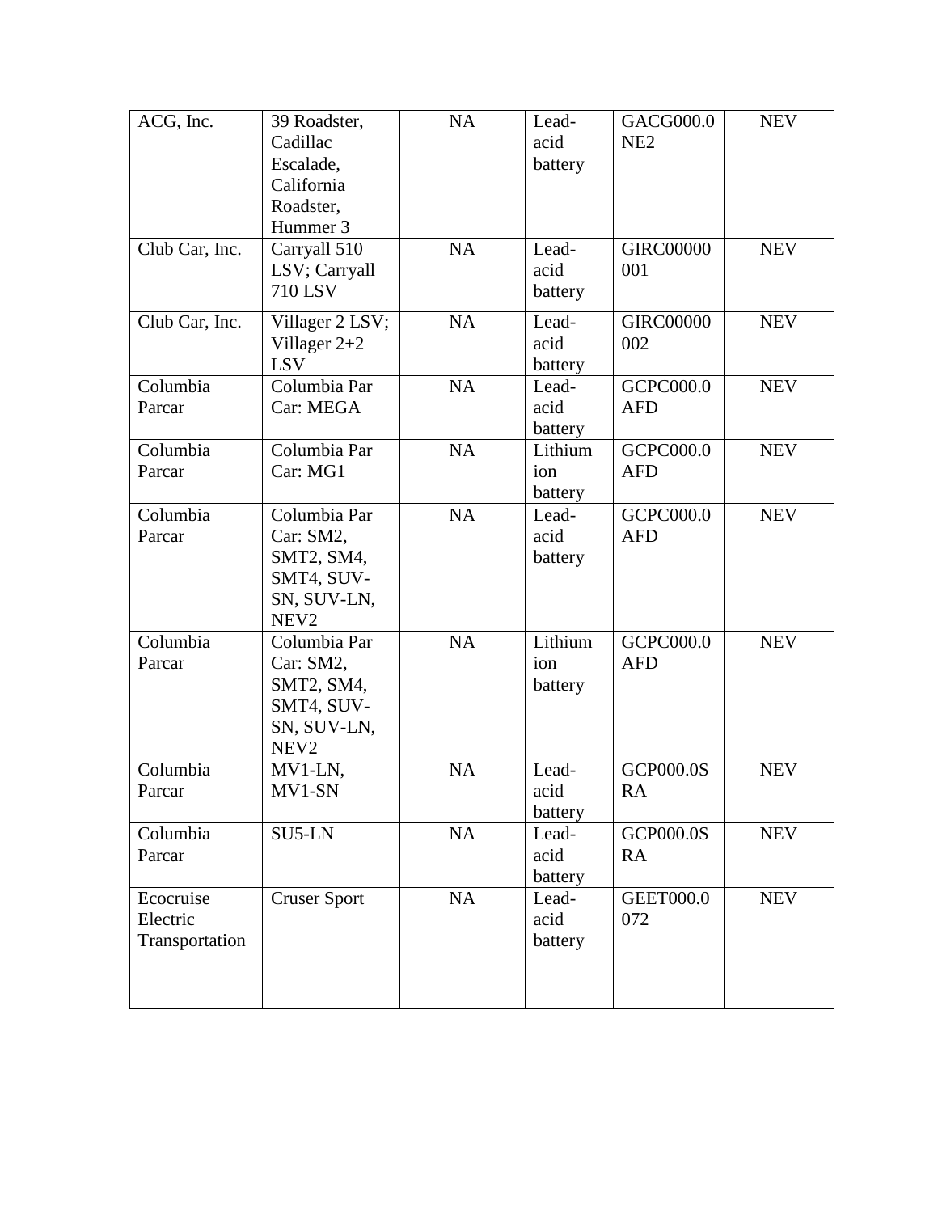| | | | | | |
|---|---|---|---|---|---|
| ACG, Inc. | 39 Roadster, Cadillac Escalade, California Roadster, Hummer 3 | NA | Lead-acid battery | GACG000.0NE2 | NEV |
| Club Car, Inc. | Carryall 510 LSV; Carryall 710 LSV | NA | Lead-acid battery | GIRC00000001 | NEV |
| Club Car, Inc. | Villager 2 LSV; Villager 2+2 LSV | NA | Lead-acid battery | GIRC00000002 | NEV |
| Columbia Parcar | Columbia Par Car: MEGA | NA | Lead-acid battery | GCPC000.0AFD | NEV |
| Columbia Parcar | Columbia Par Car: MG1 | NA | Lithium ion battery | GCPC000.0AFD | NEV |
| Columbia Parcar | Columbia Par Car: SM2, SMT2, SM4, SMT4, SUV-SN, SUV-LN, NEV2 | NA | Lead-acid battery | GCPC000.0AFD | NEV |
| Columbia Parcar | Columbia Par Car: SM2, SMT2, SM4, SMT4, SUV-SN, SUV-LN, NEV2 | NA | Lithium ion battery | GCPC000.0AFD | NEV |
| Columbia Parcar | MV1-LN, MV1-SN | NA | Lead-acid battery | GCP000.0SRA | NEV |
| Columbia Parcar | SU5-LN | NA | Lead-acid battery | GCP000.0SRA | NEV |
| Ecocruise Electric Transportation | Cruser Sport | NA | Lead-acid battery | GEET000.0072 | NEV |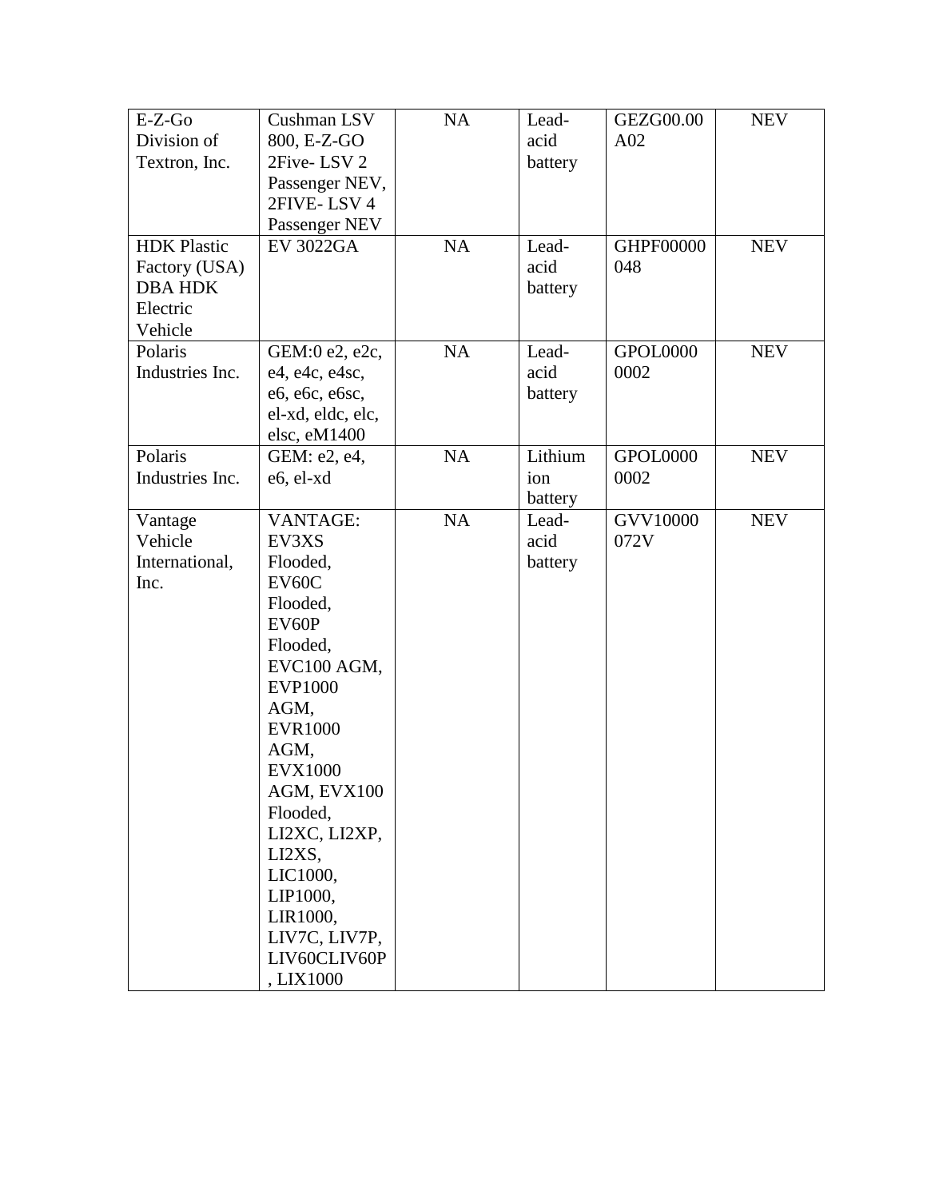| E-Z-Go Division of Textron, Inc. | Cushman LSV 800, E-Z-GO 2Five- LSV 2 Passenger NEV, 2FIVE- LSV 4 Passenger NEV | NA | Lead-acid battery | GEZG00.00 A02 | NEV |
|---|---|---|---|---|---|
| HDK Plastic Factory (USA) DBA HDK Electric Vehicle | EV 3022GA | NA | Lead-acid battery | GHPF00000 048 | NEV |
| Polaris Industries Inc. | GEM:0 e2, e2c, e4, e4c, e4sc, e6, e6c, e6sc, el-xd, eldc, elc, elsc, eM1400 | NA | Lead-acid battery | GPOL0000 0002 | NEV |
| Polaris Industries Inc. | GEM: e2, e4, e6, el-xd | NA | Lithium ion battery | GPOL0000 0002 | NEV |
| Vantage Vehicle International, Inc. | VANTAGE: EV3XS Flooded, EV60C Flooded, EV60P Flooded, EVC100 AGM, EVP1000 AGM, EVR1000 AGM, EVX1000 AGM, EVX100 Flooded, LI2XC, LI2XP, LI2XS, LIC1000, LIP1000, LIR1000, LIV7C, LIV7P, LIV60CLIV60P , LIX1000 | NA | Lead-acid battery | GVV10000 072V | NEV |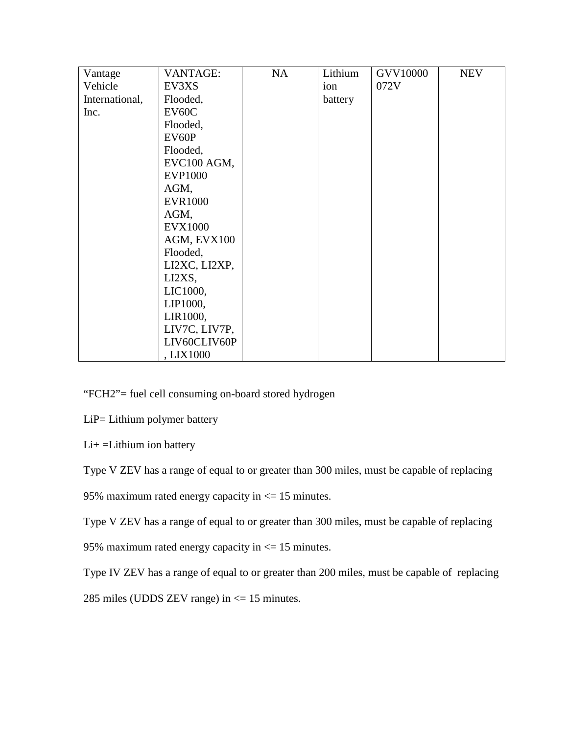| Vantage Vehicle International, Inc. | VANTAGE: EV3XS Flooded, EV60C Flooded, EV60P Flooded, EVC100 AGM, EVP1000 AGM, EVR1000 AGM, EVX1000 AGM, EVX100 Flooded, LI2XC, LI2XP, LI2XS, LIC1000, LIP1000, LIR1000, LIV7C, LIV7P, LIV60CLIV60P, LIX1000 | NA | Lithium ion battery | GVV10000072V | NEV |
|---|---|---|---|---|---|

"FCH2"= fuel cell consuming on-board stored hydrogen

LiP= Lithium polymer battery

Li+ =Lithium ion battery

Type V ZEV has a range of equal to or greater than 300 miles, must be capable of replacing 95% maximum rated energy capacity in <= 15 minutes.

Type V ZEV has a range of equal to or greater than 300 miles, must be capable of replacing 95% maximum rated energy capacity in <= 15 minutes.

Type IV ZEV has a range of equal to or greater than 200 miles, must be capable of replacing 285 miles (UDDS ZEV range) in <= 15 minutes.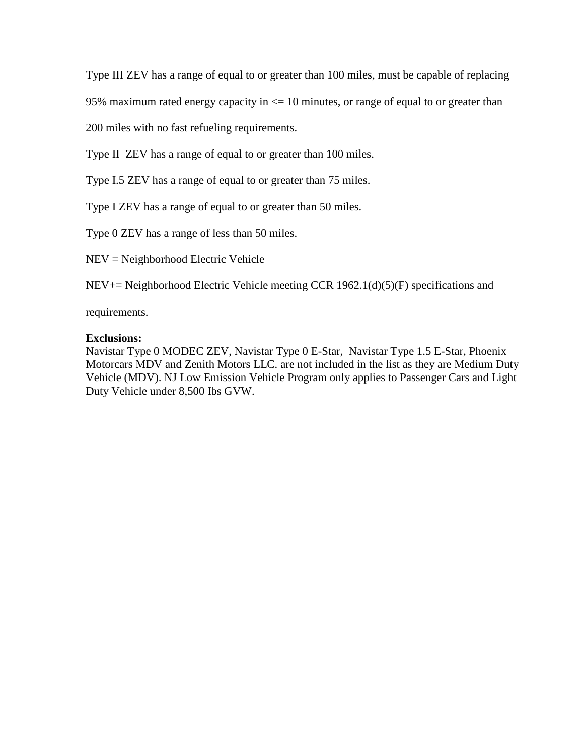Type III ZEV has a range of equal to or greater than 100 miles, must be capable of replacing 95% maximum rated energy capacity in <= 10 minutes, or range of equal to or greater than 200 miles with no fast refueling requirements.

Type II ZEV has a range of equal to or greater than 100 miles.

Type I.5 ZEV has a range of equal to or greater than 75 miles.

Type I ZEV has a range of equal to or greater than 50 miles.

Type 0 ZEV has a range of less than 50 miles.

NEV = Neighborhood Electric Vehicle

NEV+= Neighborhood Electric Vehicle meeting CCR 1962.1(d)(5)(F) specifications and requirements.

**Exclusions:**
Navistar Type 0 MODEC ZEV, Navistar Type 0 E-Star, Navistar Type 1.5 E-Star, Phoenix Motorcars MDV and Zenith Motors LLC. are not included in the list as they are Medium Duty Vehicle (MDV). NJ Low Emission Vehicle Program only applies to Passenger Cars and Light Duty Vehicle under 8,500 Ibs GVW.